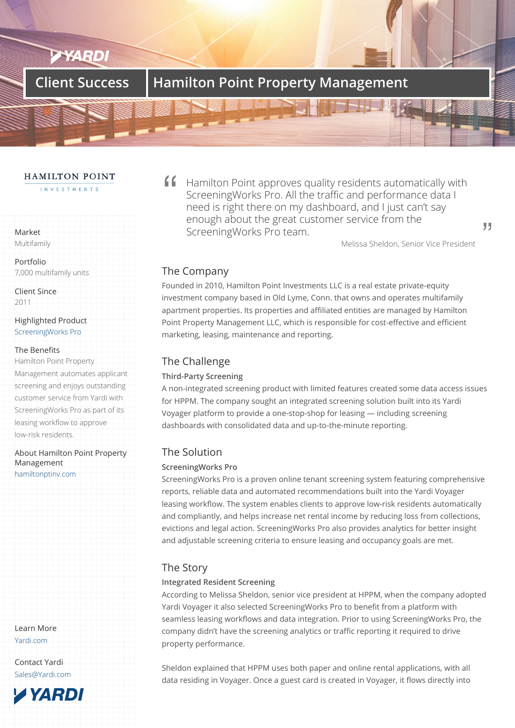# Client Success | Hamilton Point Property Management

HAMILTON POINT
INVESTMENTS

> Hamilton Point approves quality residents automatically with ScreeningWorks Pro. All the traffic and performance data I need is right there on my dashboard, and I just can't say enough about the great customer service from the ScreeningWorks Pro team.
>
> Melissa Sheldon, Senior Vice President

**Market**
Multifamily

**Portfolio**
7,000 multifamily units

**Client Since**
2011

**Highlighted Product**
ScreeningWorks Pro

**The Benefits**
Hamilton Point Property Management automates applicant screening and enjoys outstanding customer service from Yardi with ScreeningWorks Pro as part of its leasing workflow to approve low-risk residents.

**About Hamilton Point Property Management**
hamiltonptinv.com

**Learn More**
Yardi.com

**Contact Yardi**
Sales@Yardi.com

## The Company

Founded in 2010, Hamilton Point Investments LLC is a real estate private-equity investment company based in Old Lyme, Conn. that owns and operates multifamily apartment properties. Its properties and affiliated entities are managed by Hamilton Point Property Management LLC, which is responsible for cost-effective and efficient marketing, leasing, maintenance and reporting.

## The Challenge

### Third-Party Screening

A non-integrated screening product with limited features created some data access issues for HPPM. The company sought an integrated screening solution built into its Yardi Voyager platform to provide a one-stop-shop for leasing — including screening dashboards with consolidated data and up-to-the-minute reporting.

## The Solution

### ScreeningWorks Pro

ScreeningWorks Pro is a proven online tenant screening system featuring comprehensive reports, reliable data and automated recommendations built into the Yardi Voyager leasing workflow. The system enables clients to approve low-risk residents automatically and compliantly, and helps increase net rental income by reducing loss from collections, evictions and legal action. ScreeningWorks Pro also provides analytics for better insight and adjustable screening criteria to ensure leasing and occupancy goals are met.

## The Story

### Integrated Resident Screening

According to Melissa Sheldon, senior vice president at HPPM, when the company adopted Yardi Voyager it also selected ScreeningWorks Pro to benefit from a platform with seamless leasing workflows and data integration. Prior to using ScreeningWorks Pro, the company didn't have the screening analytics or traffic reporting it required to drive property performance.

Sheldon explained that HPPM uses both paper and online rental applications, with all data residing in Voyager. Once a guest card is created in Voyager, it flows directly into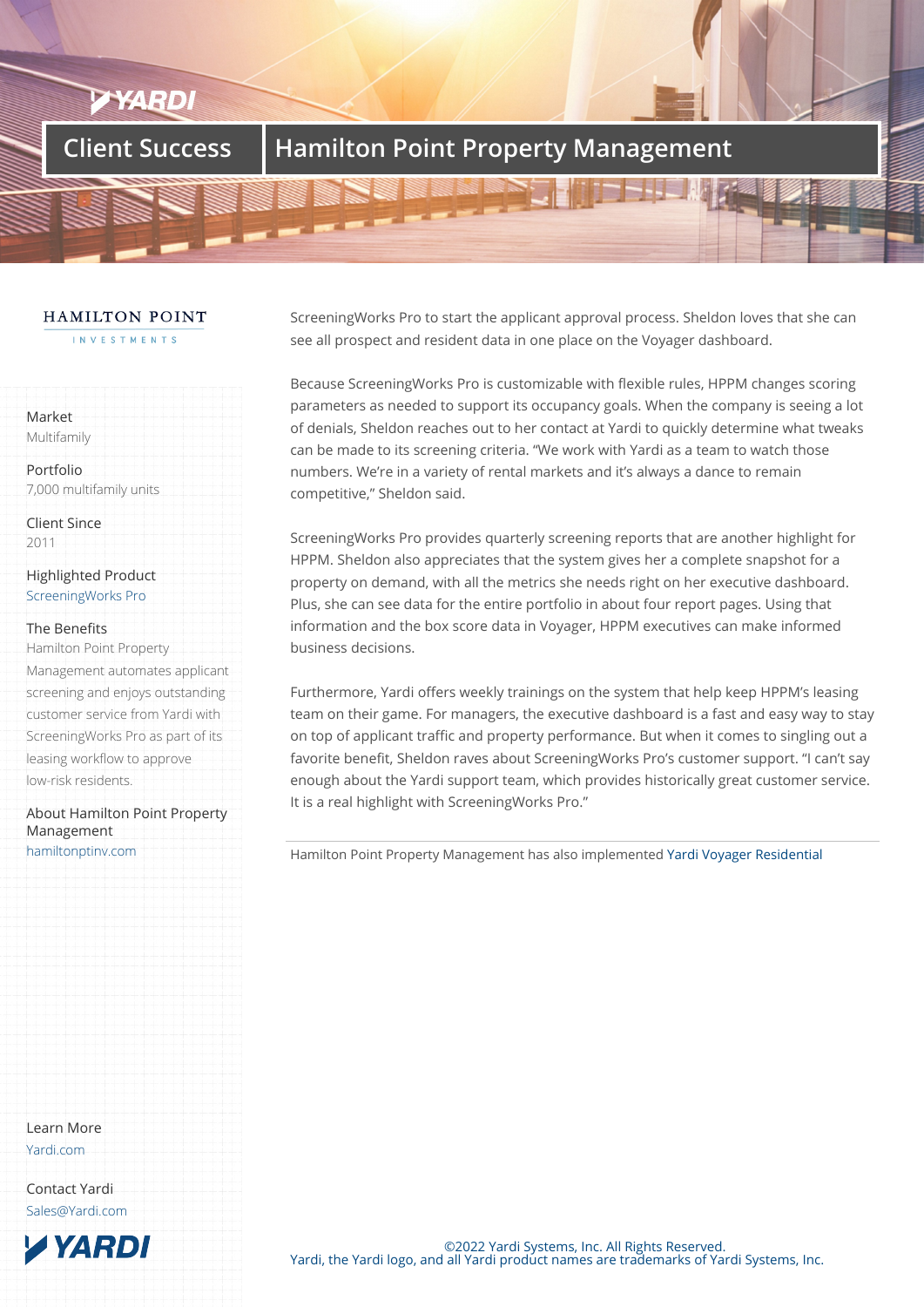# Client Success | Hamilton Point Property Management

HAMILTON POINT
INVESTMENTS

**Market**
Multifamily

**Portfolio**
7,000 multifamily units

**Client Since**
2011

**Highlighted Product**
ScreeningWorks Pro

**The Benefits**
Hamilton Point Property Management automates applicant screening and enjoys outstanding customer service from Yardi with ScreeningWorks Pro as part of its leasing workflow to approve low-risk residents.

**About Hamilton Point Property Management**
hamiltonptinv.com

ScreeningWorks Pro to start the applicant approval process. Sheldon loves that she can see all prospect and resident data in one place on the Voyager dashboard.

Because ScreeningWorks Pro is customizable with flexible rules, HPPM changes scoring parameters as needed to support its occupancy goals. When the company is seeing a lot of denials, Sheldon reaches out to her contact at Yardi to quickly determine what tweaks can be made to its screening criteria. "We work with Yardi as a team to watch those numbers. We're in a variety of rental markets and it's always a dance to remain competitive," Sheldon said.

ScreeningWorks Pro provides quarterly screening reports that are another highlight for HPPM. Sheldon also appreciates that the system gives her a complete snapshot for a property on demand, with all the metrics she needs right on her executive dashboard. Plus, she can see data for the entire portfolio in about four report pages. Using that information and the box score data in Voyager, HPPM executives can make informed business decisions.

Furthermore, Yardi offers weekly trainings on the system that help keep HPPM's leasing team on their game. For managers, the executive dashboard is a fast and easy way to stay on top of applicant traffic and property performance. But when it comes to singling out a favorite benefit, Sheldon raves about ScreeningWorks Pro's customer support. "I can't say enough about the Yardi support team, which provides historically great customer service. It is a real highlight with ScreeningWorks Pro."

---

Hamilton Point Property Management has also implemented Yardi Voyager Residential

**Learn More**
Yardi.com

**Contact Yardi**
Sales@Yardi.com

YARDI

©2022 Yardi Systems, Inc. All Rights Reserved.
Yardi, the Yardi logo, and all Yardi product names are trademarks of Yardi Systems, Inc.